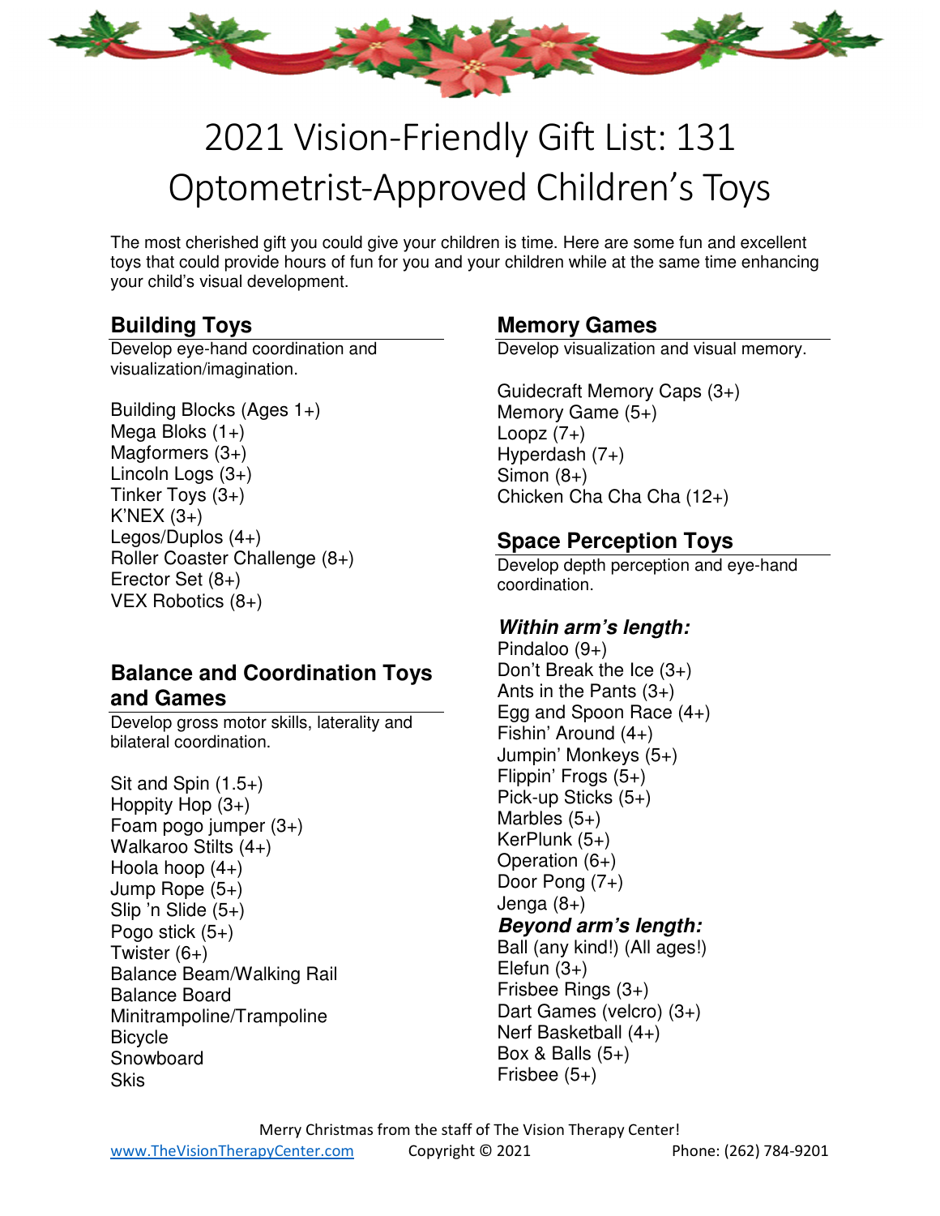# 2021 Vision-Friendly Gift List: 131 Optometrist-Approved Children's Toys

The most cherished gift you could give your children is time. Here are some fun and excellent toys that could provide hours of fun for you and your children while at the same time enhancing your child's visual development.

## Building Toys

Develop eye-hand coordination and visualization/imagination.

Building Blocks (Ages 1+)
Mega Bloks (1+)
Magformers (3+)
Lincoln Logs (3+)
Tinker Toys (3+)
K'NEX (3+)
Legos/Duplos (4+)
Roller Coaster Challenge (8+)
Erector Set (8+)
VEX Robotics (8+)

## Balance and Coordination Toys and Games

Develop gross motor skills, laterality and bilateral coordination.

Sit and Spin (1.5+)
Hoppity Hop (3+)
Foam pogo jumper (3+)
Walkaroo Stilts (4+)
Hoola hoop (4+)
Jump Rope (5+)
Slip 'n Slide (5+)
Pogo stick (5+)
Twister (6+)
Balance Beam/Walking Rail
Balance Board
Minitrampoline/Trampoline
Bicycle
Snowboard
Skis

## Memory Games

Develop visualization and visual memory.

Guidecraft Memory Caps (3+)
Memory Game (5+)
Loopz (7+)
Hyperdash (7+)
Simon (8+)
Chicken Cha Cha Cha (12+)

## Space Perception Toys

Develop depth perception and eye-hand coordination.

***Within arm's length:***

Pindaloo (9+)
Don't Break the Ice (3+)
Ants in the Pants (3+)
Egg and Spoon Race (4+)
Fishin' Around (4+)
Jumpin' Monkeys (5+)
Flippin' Frogs (5+)
Pick-up Sticks (5+)
Marbles (5+)
KerPlunk (5+)
Operation (6+)
Door Pong (7+)
Jenga (8+)

***Beyond arm's length:***

Ball (any kind!) (All ages!)
Elefun (3+)
Frisbee Rings (3+)
Dart Games (velcro) (3+)
Nerf Basketball (4+)
Box & Balls (5+)
Frisbee (5+)

Merry Christmas from the staff of The Vision Therapy Center!

www.TheVisionTherapyCenter.com Copyright © 2021 Phone: (262) 784-9201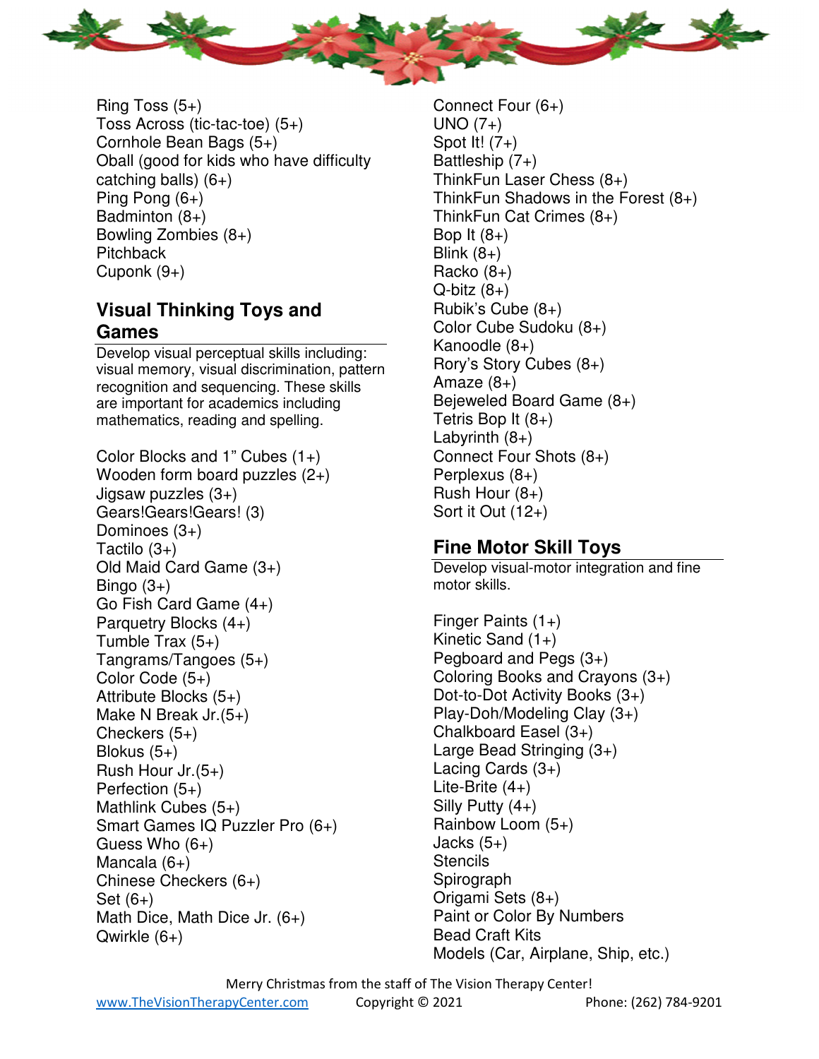Ring Toss (5+)
Toss Across (tic-tac-toe) (5+)
Cornhole Bean Bags (5+)
Oball (good for kids who have difficulty catching balls) (6+)
Ping Pong (6+)
Badminton (8+)
Bowling Zombies (8+)
Pitchback
Cuponk (9+)

## Visual Thinking Toys and Games

Develop visual perceptual skills including: visual memory, visual discrimination, pattern recognition and sequencing. These skills are important for academics including mathematics, reading and spelling.

Color Blocks and 1" Cubes (1+)
Wooden form board puzzles (2+)
Jigsaw puzzles (3+)
Gears!Gears!Gears! (3)
Dominoes (3+)
Tactilo (3+)
Old Maid Card Game (3+)
Bingo (3+)
Go Fish Card Game (4+)
Parquetry Blocks (4+)
Tumble Trax (5+)
Tangrams/Tangoes (5+)
Color Code (5+)
Attribute Blocks (5+)
Make N Break Jr.(5+)
Checkers (5+)
Blokus (5+)
Rush Hour Jr.(5+)
Perfection (5+)
Mathlink Cubes (5+)
Smart Games IQ Puzzler Pro (6+)
Guess Who (6+)
Mancala (6+)
Chinese Checkers (6+)
Set (6+)
Math Dice, Math Dice Jr. (6+)
Qwirkle (6+)
Connect Four (6+)
UNO (7+)
Spot It! (7+)
Battleship (7+)
ThinkFun Laser Chess (8+)
ThinkFun Shadows in the Forest (8+)
ThinkFun Cat Crimes (8+)
Bop It (8+)
Blink (8+)
Racko (8+)
Q-bitz (8+)
Rubik's Cube (8+)
Color Cube Sudoku (8+)
Kanoodle (8+)
Rory's Story Cubes (8+)
Amaze (8+)
Bejeweled Board Game (8+)
Tetris Bop It (8+)
Labyrinth (8+)
Connect Four Shots (8+)
Perplexus (8+)
Rush Hour (8+)
Sort it Out (12+)

## Fine Motor Skill Toys

Develop visual-motor integration and fine motor skills.

Finger Paints (1+)
Kinetic Sand (1+)
Pegboard and Pegs (3+)
Coloring Books and Crayons (3+)
Dot-to-Dot Activity Books (3+)
Play-Doh/Modeling Clay (3+)
Chalkboard Easel (3+)
Large Bead Stringing (3+)
Lacing Cards (3+)
Lite-Brite (4+)
Silly Putty (4+)
Rainbow Loom (5+)
Jacks (5+)
Stencils
Spirograph
Origami Sets (8+)
Paint or Color By Numbers
Bead Craft Kits
Models (Car, Airplane, Ship, etc.)

Merry Christmas from the staff of The Vision Therapy Center!

www.TheVisionTherapyCenter.com Copyright © 2021 Phone: (262) 784-9201